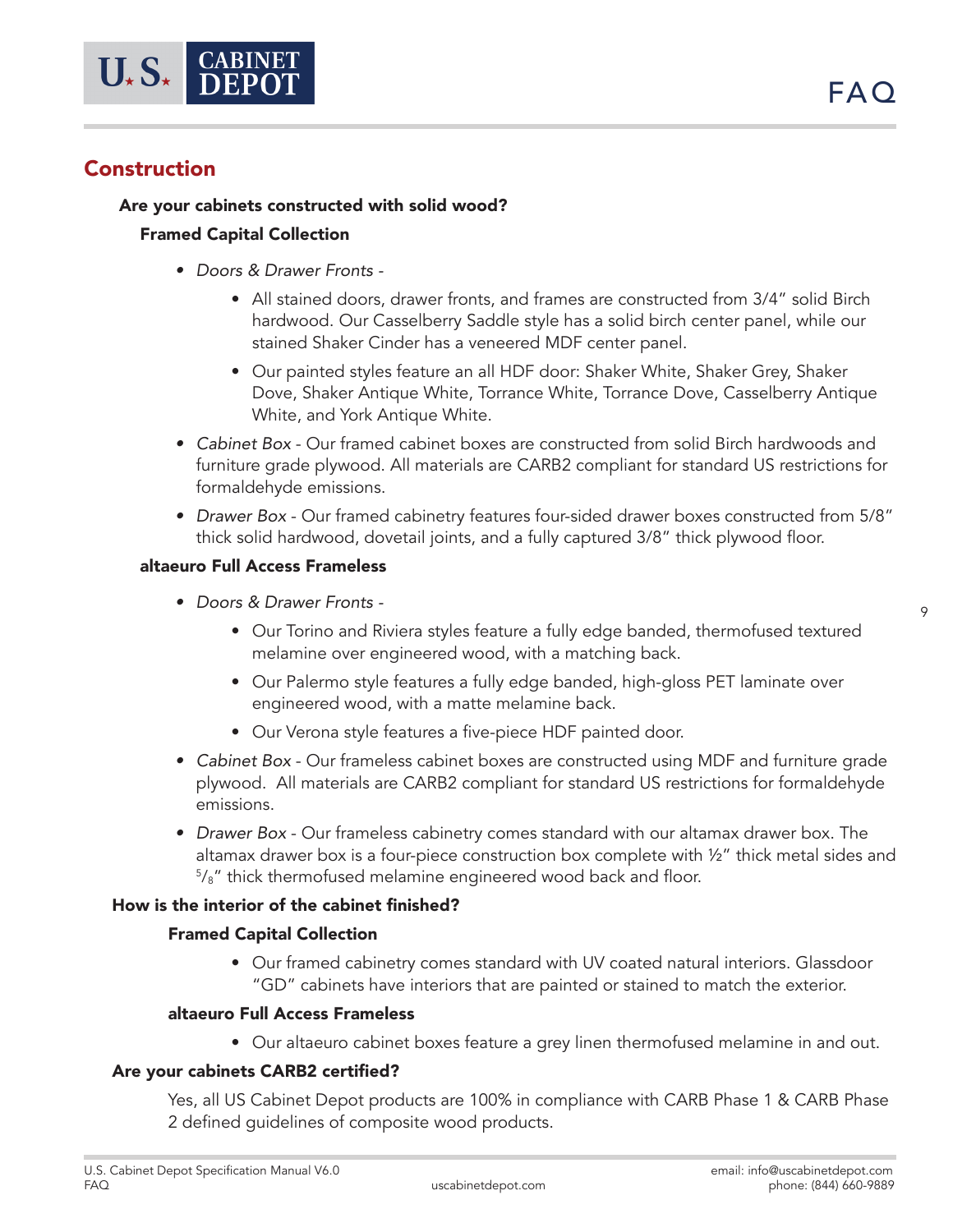# FAQ

## Construction

### Are your cabinets constructed with solid wood?

#### Framed Capital Collection

- *Doors & Drawer Fronts -*
  - All stained doors, drawer fronts, and frames are constructed from 3/4" solid Birch hardwood. Our Casselberry Saddle style has a solid birch center panel, while our stained Shaker Cinder has a veneered MDF center panel.
  - Our painted styles feature an all HDF door: Shaker White, Shaker Grey, Shaker Dove, Shaker Antique White, Torrance White, Torrance Dove, Casselberry Antique White, and York Antique White.
- *Cabinet Box* - Our framed cabinet boxes are constructed from solid Birch hardwoods and furniture grade plywood. All materials are CARB2 compliant for standard US restrictions for formaldehyde emissions.
- *Drawer Box* - Our framed cabinetry features four-sided drawer boxes constructed from 5/8" thick solid hardwood, dovetail joints, and a fully captured 3/8" thick plywood floor.

#### altaeuro Full Access Frameless

- *Doors & Drawer Fronts -*
  - Our Torino and Riviera styles feature a fully edge banded, thermofused textured melamine over engineered wood, with a matching back.
  - Our Palermo style features a fully edge banded, high-gloss PET laminate over engineered wood, with a matte melamine back.
  - Our Verona style features a five-piece HDF painted door.
- *Cabinet Box* - Our frameless cabinet boxes are constructed using MDF and furniture grade plywood. All materials are CARB2 compliant for standard US restrictions for formaldehyde emissions.
- *Drawer Box* - Our frameless cabinetry comes standard with our altamax drawer box. The altamax drawer box is a four-piece construction box complete with ½" thick metal sides and 5/8" thick thermofused melamine engineered wood back and floor.

### How is the interior of the cabinet finished?

#### Framed Capital Collection

- Our framed cabinetry comes standard with UV coated natural interiors. Glassdoor "GD" cabinets have interiors that are painted or stained to match the exterior.

#### altaeuro Full Access Frameless

- Our altaeuro cabinet boxes feature a grey linen thermofused melamine in and out.

### Are your cabinets CARB2 certified?

Yes, all US Cabinet Depot products are 100% in compliance with CARB Phase 1 & CARB Phase 2 defined guidelines of composite wood products.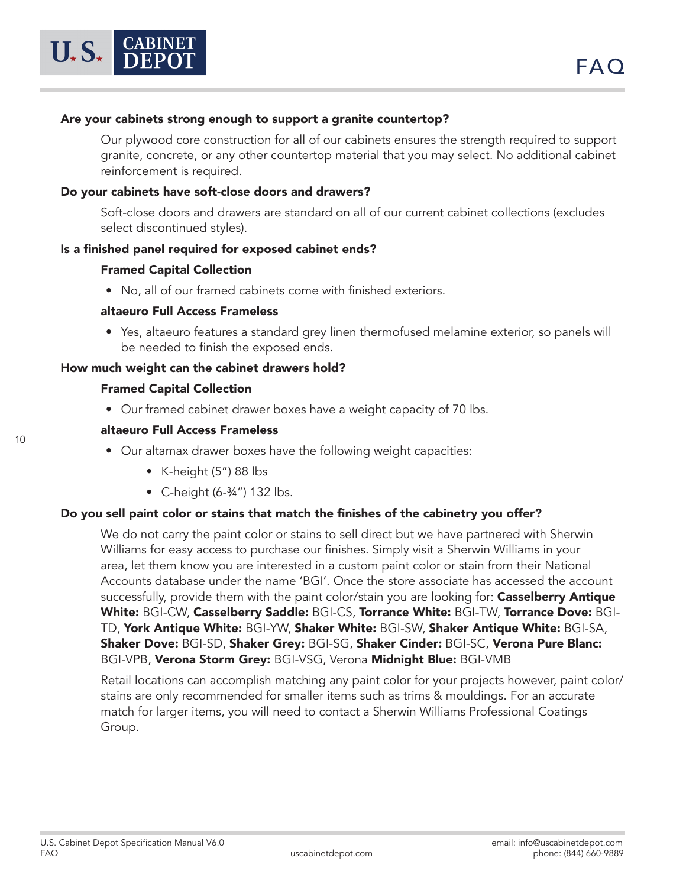# FAQ

**Are your cabinets strong enough to support a granite countertop?**

Our plywood core construction for all of our cabinets ensures the strength required to support granite, concrete, or any other countertop material that you may select. No additional cabinet reinforcement is required.

**Do your cabinets have soft-close doors and drawers?**

Soft-close doors and drawers are standard on all of our current cabinet collections (excludes select discontinued styles).

**Is a finished panel required for exposed cabinet ends?**

**Framed Capital Collection**

- No, all of our framed cabinets come with finished exteriors.

**altaeuro Full Access Frameless**

- Yes, altaeuro features a standard grey linen thermofused melamine exterior, so panels will be needed to finish the exposed ends.

**How much weight can the cabinet drawers hold?**

**Framed Capital Collection**

- Our framed cabinet drawer boxes have a weight capacity of 70 lbs.

**altaeuro Full Access Frameless**

- Our altamax drawer boxes have the following weight capacities:
  - K-height (5") 88 lbs
  - C-height (6-¾") 132 lbs.

**Do you sell paint color or stains that match the finishes of the cabinetry you offer?**

We do not carry the paint color or stains to sell direct but we have partnered with Sherwin Williams for easy access to purchase our finishes. Simply visit a Sherwin Williams in your area, let them know you are interested in a custom paint color or stain from their National Accounts database under the name 'BGI'. Once the store associate has accessed the account successfully, provide them with the paint color/stain you are looking for: **Casselberry Antique White:** BGI-CW, **Casselberry Saddle:** BGI-CS, **Torrance White:** BGI-TW, **Torrance Dove:** BGI-TD, **York Antique White:** BGI-YW, **Shaker White:** BGI-SW, **Shaker Antique White:** BGI-SA, **Shaker Dove:** BGI-SD, **Shaker Grey:** BGI-SG, **Shaker Cinder:** BGI-SC, **Verona Pure Blanc:** BGI-VPB, **Verona Storm Grey:** BGI-VSG, Verona **Midnight Blue:** BGI-VMB

Retail locations can accomplish matching any paint color for your projects however, paint color/stains are only recommended for smaller items such as trims & mouldings. For an accurate match for larger items, you will need to contact a Sherwin Williams Professional Coatings Group.